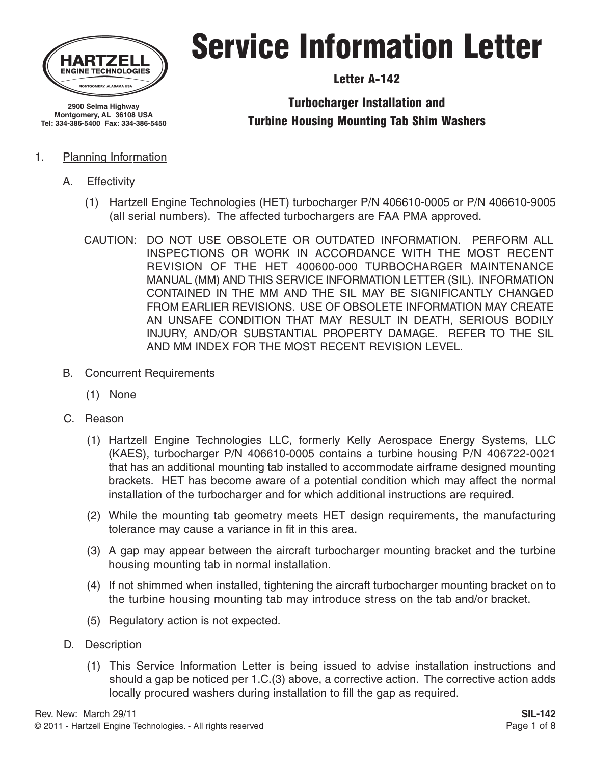HARTZELL ENGINE TECHNOLOGIES
MONTGOMERY, ALABAMA USA

2900 Selma Highway
Montgomery, AL 36108 USA
Tel: 334-386-5400 Fax: 334-386-5450

# Service Information Letter

## Letter A-142

## Turbocharger Installation and Turbine Housing Mounting Tab Shim Washers

1. Planning Information

   A. Effectivity

      (1) Hartzell Engine Technologies (HET) turbocharger P/N 406610-0005 or P/N 406610-9005 (all serial numbers). The affected turbochargers are FAA PMA approved.

   CAUTION: DO NOT USE OBSOLETE OR OUTDATED INFORMATION. PERFORM ALL INSPECTIONS OR WORK IN ACCORDANCE WITH THE MOST RECENT REVISION OF THE HET 400600-000 TURBOCHARGER MAINTENANCE MANUAL (MM) AND THIS SERVICE INFORMATION LETTER (SIL). INFORMATION CONTAINED IN THE MM AND THE SIL MAY BE SIGNIFICANTLY CHANGED FROM EARLIER REVISIONS. USE OF OBSOLETE INFORMATION MAY CREATE AN UNSAFE CONDITION THAT MAY RESULT IN DEATH, SERIOUS BODILY INJURY, AND/OR SUBSTANTIAL PROPERTY DAMAGE. REFER TO THE SIL AND MM INDEX FOR THE MOST RECENT REVISION LEVEL.

   B. Concurrent Requirements

      (1) None

   C. Reason

      (1) Hartzell Engine Technologies LLC, formerly Kelly Aerospace Energy Systems, LLC (KAES), turbocharger P/N 406610-0005 contains a turbine housing P/N 406722-0021 that has an additional mounting tab installed to accommodate airframe designed mounting brackets. HET has become aware of a potential condition which may affect the normal installation of the turbocharger and for which additional instructions are required.

      (2) While the mounting tab geometry meets HET design requirements, the manufacturing tolerance may cause a variance in fit in this area.

      (3) A gap may appear between the aircraft turbocharger mounting bracket and the turbine housing mounting tab in normal installation.

      (4) If not shimmed when installed, tightening the aircraft turbocharger mounting bracket on to the turbine housing mounting tab may introduce stress on the tab and/or bracket.

      (5) Regulatory action is not expected.

   D. Description

      (1) This Service Information Letter is being issued to advise installation instructions and should a gap be noticed per 1.C.(3) above, a corrective action. The corrective action adds locally procured washers during installation to fill the gap as required.

Rev. New: March 29/11

© 2011 - Hartzell Engine Technologies. - All rights reserved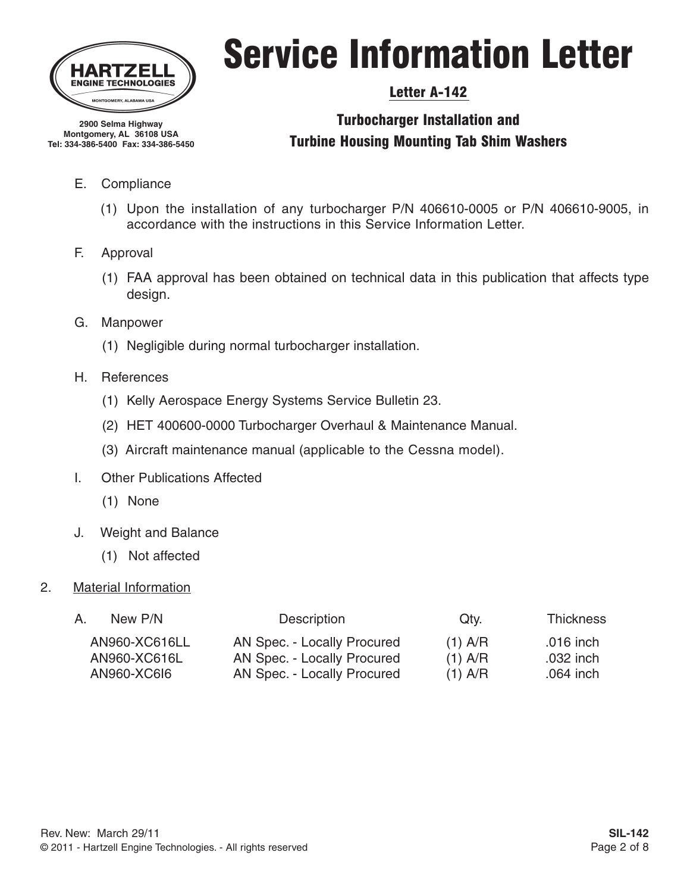E. Compliance

(1) Upon the installation of any turbocharger P/N 406610-0005 or P/N 406610-9005, in accordance with the instructions in this Service Information Letter.

F. Approval

(1) FAA approval has been obtained on technical data in this publication that affects type design.

G. Manpower

(1) Negligible during normal turbocharger installation.

H. References

(1) Kelly Aerospace Energy Systems Service Bulletin 23.

(2) HET 400600-0000 Turbocharger Overhaul & Maintenance Manual.

(3) Aircraft maintenance manual (applicable to the Cessna model).

I. Other Publications Affected

(1) None

J. Weight and Balance

(1) Not affected

2. Material Information

A.

| New P/N | Description | Qty. | Thickness |
|---|---|---|---|
| AN960-XC616LL | AN Spec. - Locally Procured | (1) A/R | .016 inch |
| AN960-XC616L | AN Spec. - Locally Procured | (1) A/R | .032 inch |
| AN960-XC6I6 | AN Spec. - Locally Procured | (1) A/R | .064 inch |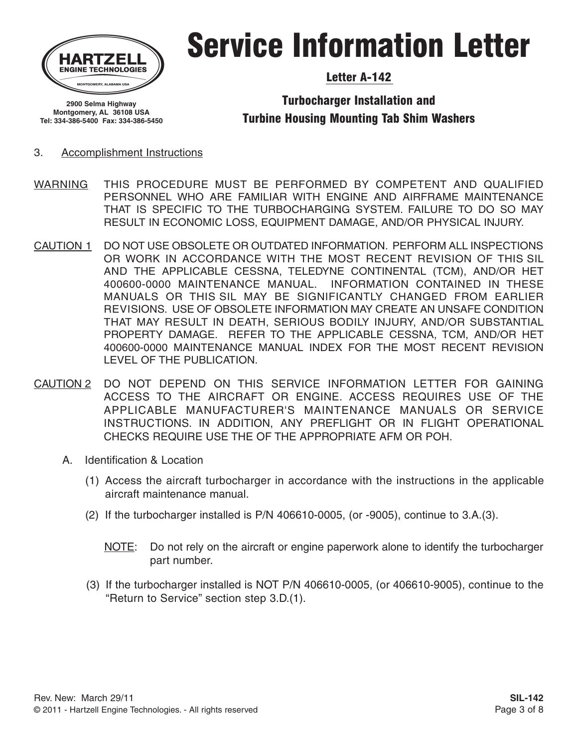# Service Information Letter

**Letter A-142**

**Turbocharger Installation and Turbine Housing Mounting Tab Shim Washers**

HARTZELL ENGINE TECHNOLOGIES
MONTGOMERY, ALABAMA USA

2900 Selma Highway
Montgomery, AL 36108 USA
Tel: 334-386-5400 Fax: 334-386-5450

3. Accomplishment Instructions

WARNING THIS PROCEDURE MUST BE PERFORMED BY COMPETENT AND QUALIFIED PERSONNEL WHO ARE FAMILIAR WITH ENGINE AND AIRFRAME MAINTENANCE THAT IS SPECIFIC TO THE TURBOCHARGING SYSTEM. FAILURE TO DO SO MAY RESULT IN ECONOMIC LOSS, EQUIPMENT DAMAGE, AND/OR PHYSICAL INJURY.

CAUTION 1 DO NOT USE OBSOLETE OR OUTDATED INFORMATION. PERFORM ALL INSPECTIONS OR WORK IN ACCORDANCE WITH THE MOST RECENT REVISION OF THIS SIL AND THE APPLICABLE CESSNA, TELEDYNE CONTINENTAL (TCM), AND/OR HET 400600-0000 MAINTENANCE MANUAL. INFORMATION CONTAINED IN THESE MANUALS OR THIS SIL MAY BE SIGNIFICANTLY CHANGED FROM EARLIER REVISIONS. USE OF OBSOLETE INFORMATION MAY CREATE AN UNSAFE CONDITION THAT MAY RESULT IN DEATH, SERIOUS BODILY INJURY, AND/OR SUBSTANTIAL PROPERTY DAMAGE. REFER TO THE APPLICABLE CESSNA, TCM, AND/OR HET 400600-0000 MAINTENANCE MANUAL INDEX FOR THE MOST RECENT REVISION LEVEL OF THE PUBLICATION.

CAUTION 2 DO NOT DEPEND ON THIS SERVICE INFORMATION LETTER FOR GAINING ACCESS TO THE AIRCRAFT OR ENGINE. ACCESS REQUIRES USE OF THE APPLICABLE MANUFACTURER'S MAINTENANCE MANUALS OR SERVICE INSTRUCTIONS. IN ADDITION, ANY PREFLIGHT OR IN FLIGHT OPERATIONAL CHECKS REQUIRE USE THE OF THE APPROPRIATE AFM OR POH.

A. Identification & Location

(1) Access the aircraft turbocharger in accordance with the instructions in the applicable aircraft maintenance manual.

(2) If the turbocharger installed is P/N 406610-0005, (or -9005), continue to 3.A.(3).

NOTE: Do not rely on the aircraft or engine paperwork alone to identify the turbocharger part number.

(3) If the turbocharger installed is NOT P/N 406610-0005, (or 406610-9005), continue to the "Return to Service" section step 3.D.(1).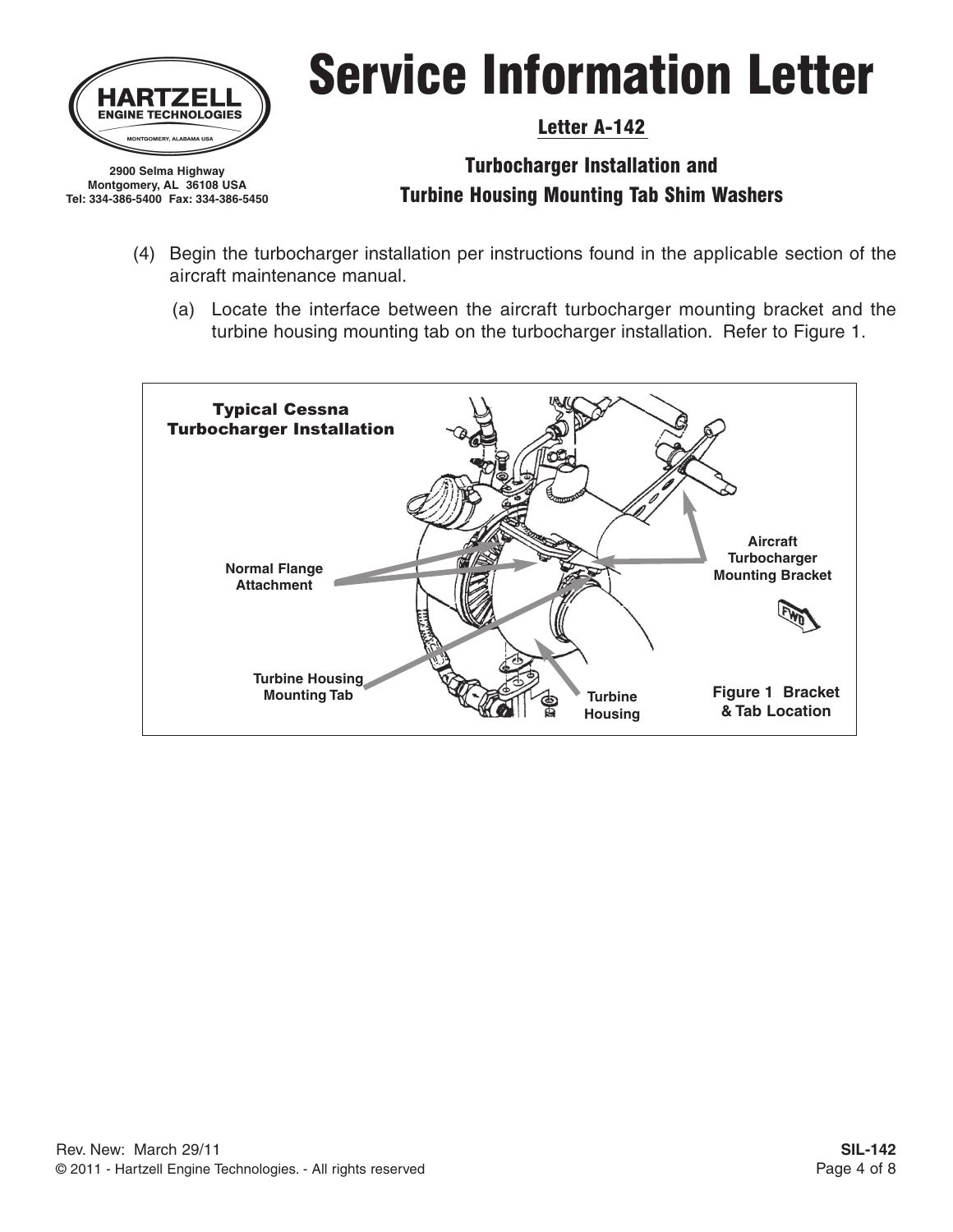(4) Begin the turbocharger installation per instructions found in the applicable section of the aircraft maintenance manual.

   (a) Locate the interface between the aircraft turbocharger mounting bracket and the turbine housing mounting tab on the turbocharger installation. Refer to Figure 1.

Typical Cessna Turbocharger Installation

Normal Flange Attachment

Aircraft Turbocharger Mounting Bracket

Turbine Housing Mounting Tab

Turbine Housing

FWD

Figure 1 Bracket & Tab Location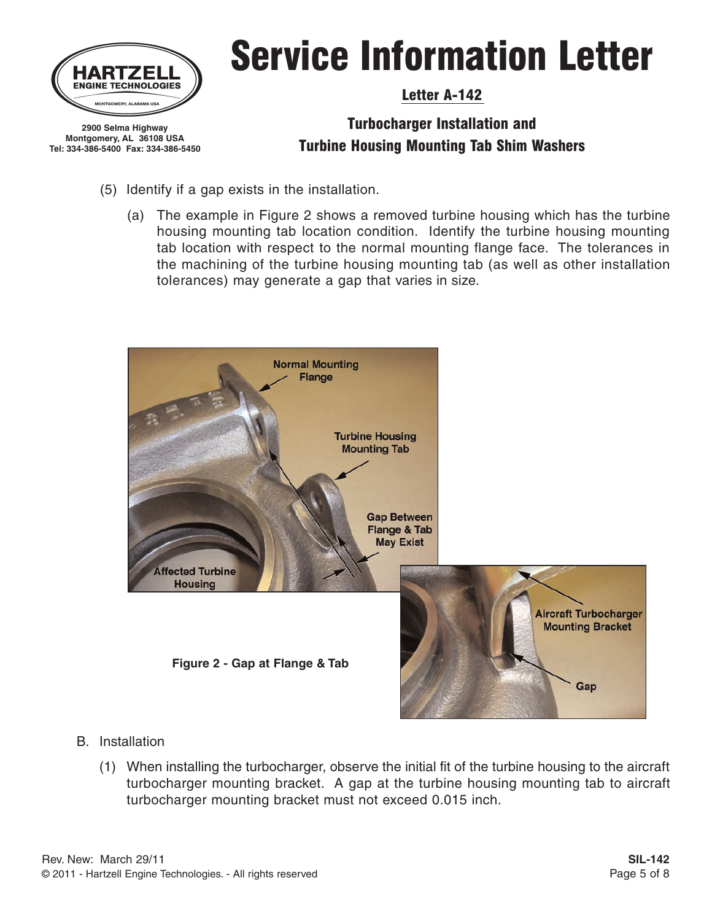(5) Identify if a gap exists in the installation.

   (a) The example in Figure 2 shows a removed turbine housing which has the turbine housing mounting tab location condition. Identify the turbine housing mounting tab location with respect to the normal mounting flange face. The tolerances in the machining of the turbine housing mounting tab (as well as other installation tolerances) may generate a gap that varies in size.

Figure 2 - Gap at Flange & Tab

B. Installation

   (1) When installing the turbocharger, observe the initial fit of the turbine housing to the aircraft turbocharger mounting bracket. A gap at the turbine housing mounting tab to aircraft turbocharger mounting bracket must not exceed 0.015 inch.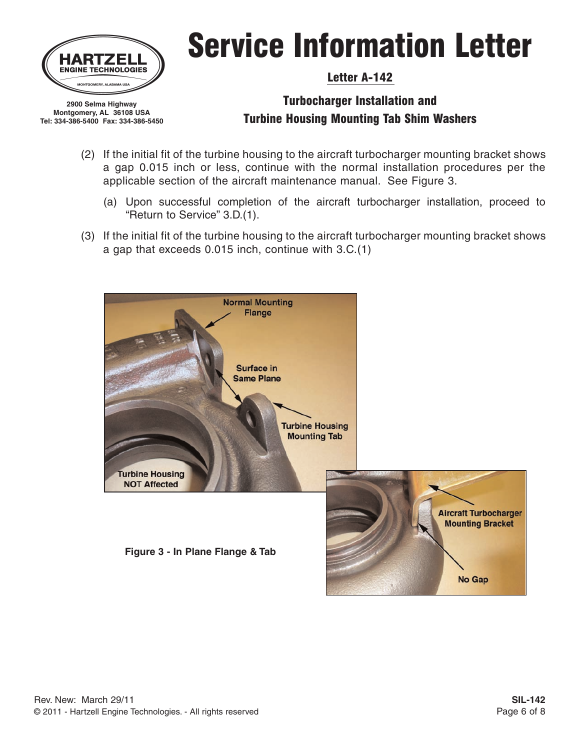(2) If the initial fit of the turbine housing to the aircraft turbocharger mounting bracket shows a gap 0.015 inch or less, continue with the normal installation procedures per the applicable section of the aircraft maintenance manual. See Figure 3.

   (a) Upon successful completion of the aircraft turbocharger installation, proceed to "Return to Service" 3.D.(1).

(3) If the initial fit of the turbine housing to the aircraft turbocharger mounting bracket shows a gap that exceeds 0.015 inch, continue with 3.C.(1)

**Figure 3 - In Plane Flange & Tab**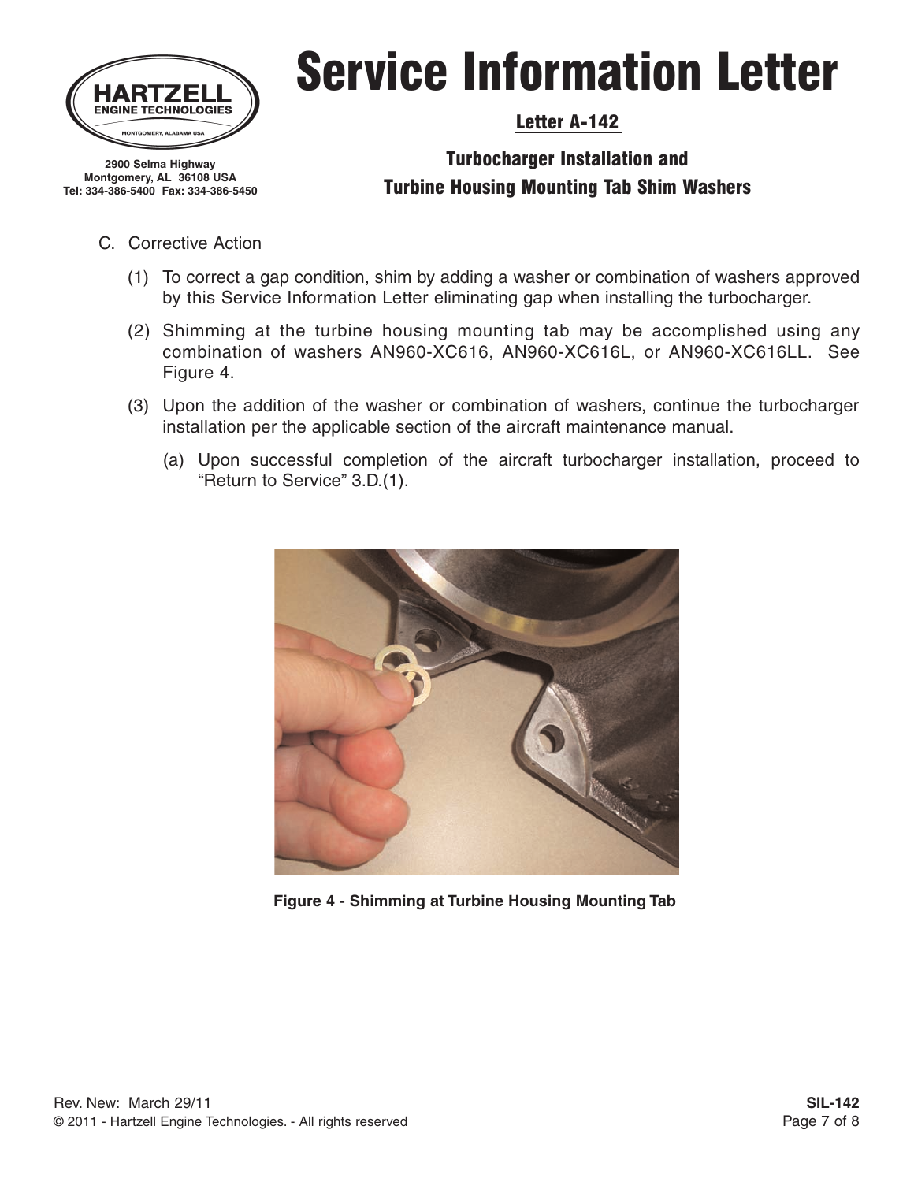C. Corrective Action

(1) To correct a gap condition, shim by adding a washer or combination of washers approved by this Service Information Letter eliminating gap when installing the turbocharger.

(2) Shimming at the turbine housing mounting tab may be accomplished using any combination of washers AN960-XC616, AN960-XC616L, or AN960-XC616LL. See Figure 4.

(3) Upon the addition of the washer or combination of washers, continue the turbocharger installation per the applicable section of the aircraft maintenance manual.

(a) Upon successful completion of the aircraft turbocharger installation, proceed to "Return to Service" 3.D.(1).

**Figure 4 - Shimming at Turbine Housing Mounting Tab**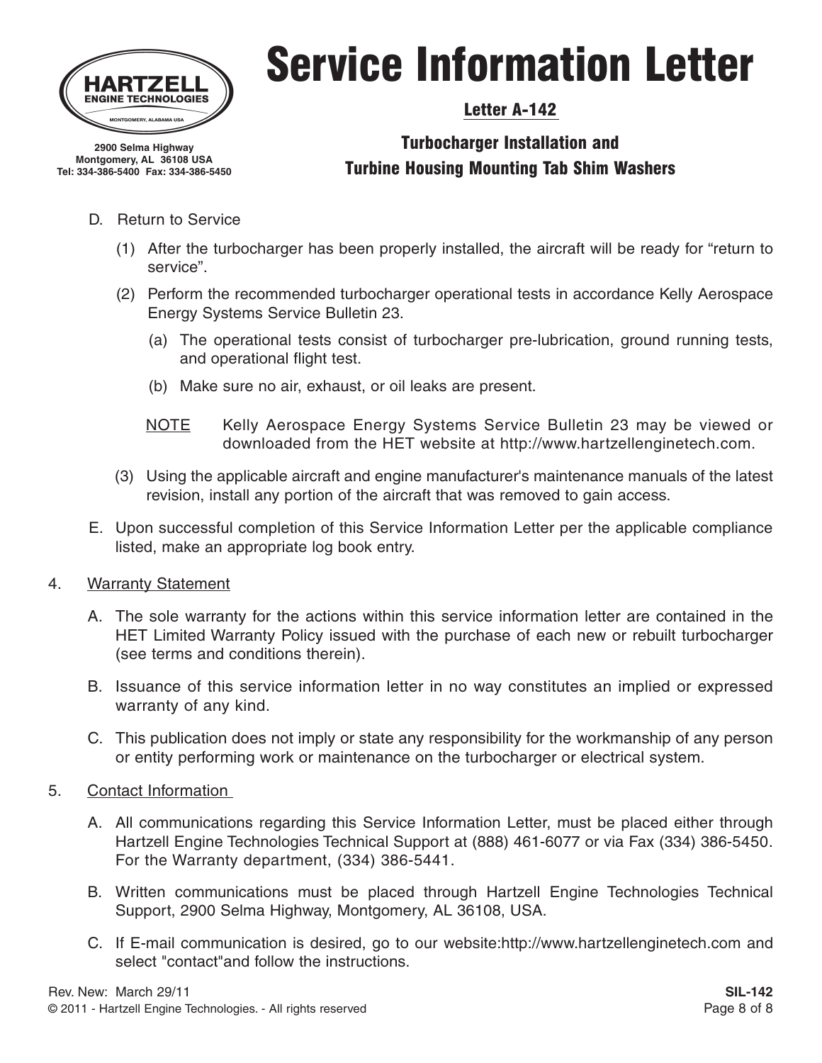D. Return to Service

(1) After the turbocharger has been properly installed, the aircraft will be ready for “return to service”.

(2) Perform the recommended turbocharger operational tests in accordance Kelly Aerospace Energy Systems Service Bulletin 23.

(a) The operational tests consist of turbocharger pre-lubrication, ground running tests, and operational flight test.

(b) Make sure no air, exhaust, or oil leaks are present.

NOTE Kelly Aerospace Energy Systems Service Bulletin 23 may be viewed or downloaded from the HET website at http://www.hartzellenginetech.com.

(3) Using the applicable aircraft and engine manufacturer's maintenance manuals of the latest revision, install any portion of the aircraft that was removed to gain access.

E. Upon successful completion of this Service Information Letter per the applicable compliance listed, make an appropriate log book entry.

## 4. Warranty Statement

A. The sole warranty for the actions within this service information letter are contained in the HET Limited Warranty Policy issued with the purchase of each new or rebuilt turbocharger (see terms and conditions therein).

B. Issuance of this service information letter in no way constitutes an implied or expressed warranty of any kind.

C. This publication does not imply or state any responsibility for the workmanship of any person or entity performing work or maintenance on the turbocharger or electrical system.

## 5. Contact Information

A. All communications regarding this Service Information Letter, must be placed either through Hartzell Engine Technologies Technical Support at (888) 461-6077 or via Fax (334) 386-5450. For the Warranty department, (334) 386-5441.

B. Written communications must be placed through Hartzell Engine Technologies Technical Support, 2900 Selma Highway, Montgomery, AL 36108, USA.

C. If E-mail communication is desired, go to our website:http://www.hartzellenginetech.com and select "contact"and follow the instructions.